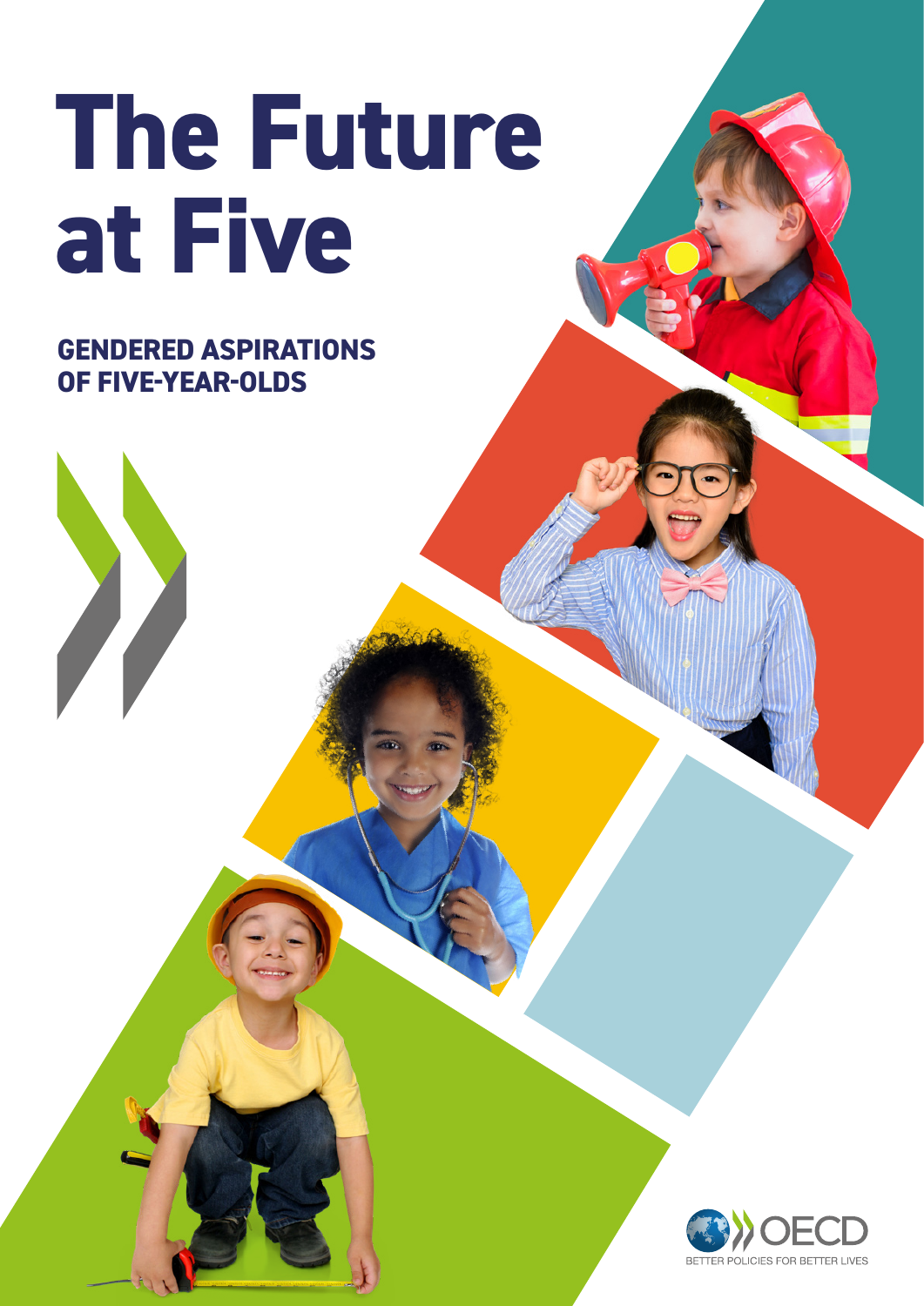# The Future at Five

## GENDERED ASPIRATIONS OF FIVE-YEAR-OLDS

OECD

BETTER POLICIES FOR BETTER LIVES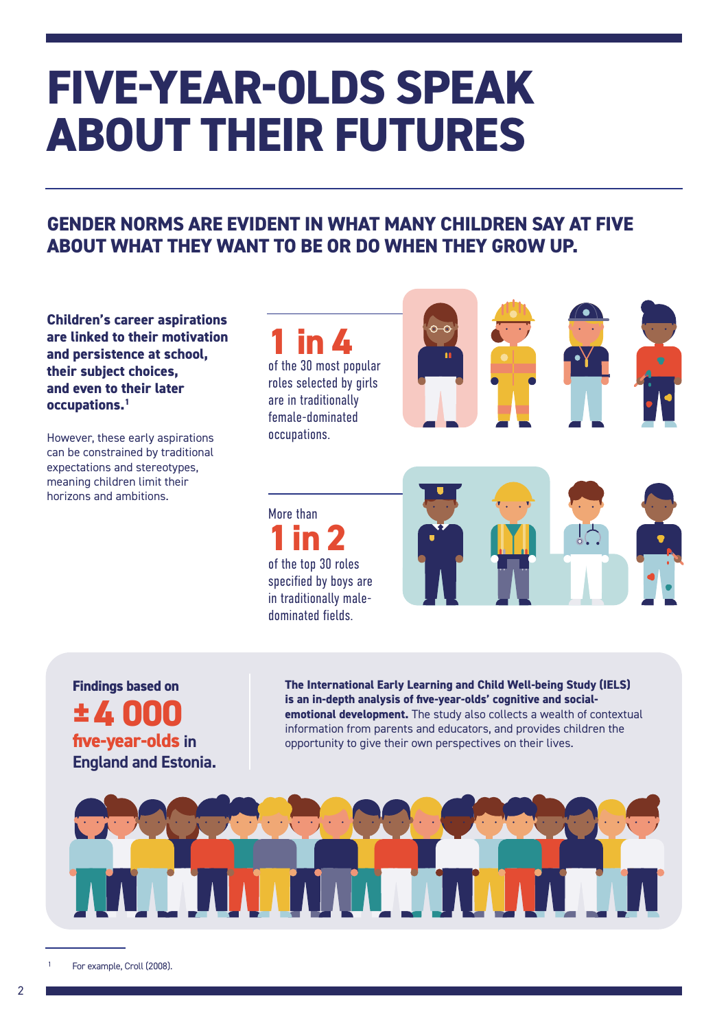# FIVE-YEAR-OLDS SPEAK ABOUT THEIR FUTURES

## GENDER NORMS ARE EVIDENT IN WHAT MANY CHILDREN SAY AT FIVE ABOUT WHAT THEY WANT TO BE OR DO WHEN THEY GROW UP.

**Children's career aspirations are linked to their motivation and persistence at school, their subject choices, and even to their later occupations.**[1]

However, these early aspirations can be constrained by traditional expectations and stereotypes, meaning children limit their horizons and ambitions.

**1 in 4** of the 30 most popular roles selected by girls are in traditionally female-dominated occupations.

More than **1 in 2** of the top 30 roles specified by boys are in traditionally male-dominated fields.

Findings based on **±4 000 five-year-olds** in **England and Estonia.**

**The International Early Learning and Child Well-being Study (IELS) is an in-depth analysis of five-year-olds' cognitive and social-emotional development.** The study also collects a wealth of contextual information from parents and educators, and provides children the opportunity to give their own perspectives on their lives.

---

[1] For example, Croll (2008).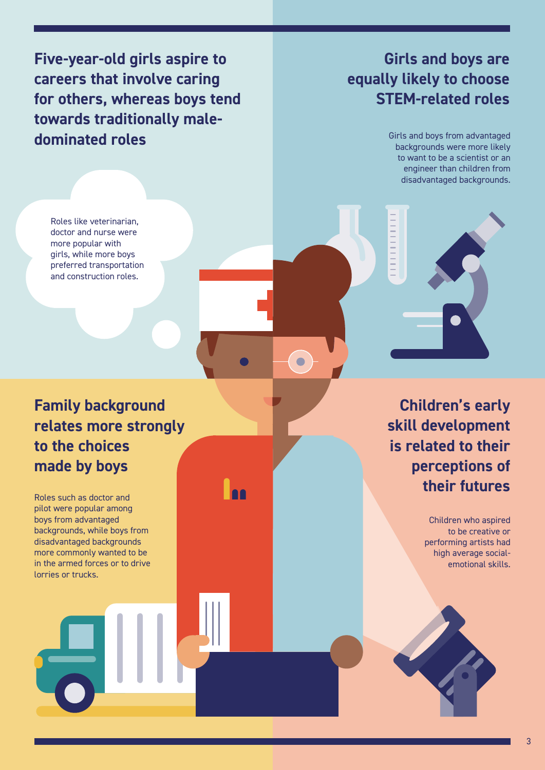## Five-year-old girls aspire to careers that involve caring for others, whereas boys tend towards traditionally male-dominated roles

Roles like veterinarian, doctor and nurse were more popular with girls, while more boys preferred transportation and construction roles.

## Girls and boys are equally likely to choose STEM-related roles

Girls and boys from advantaged backgrounds were more likely to want to be a scientist or an engineer than children from disadvantaged backgrounds.

## Family background relates more strongly to the choices made by boys

Roles such as doctor and pilot were popular among boys from advantaged backgrounds, while boys from disadvantaged backgrounds more commonly wanted to be in the armed forces or to drive lorries or trucks.

## Children's early skill development is related to their perceptions of their futures

Children who aspired to be creative or performing artists had high average social-emotional skills.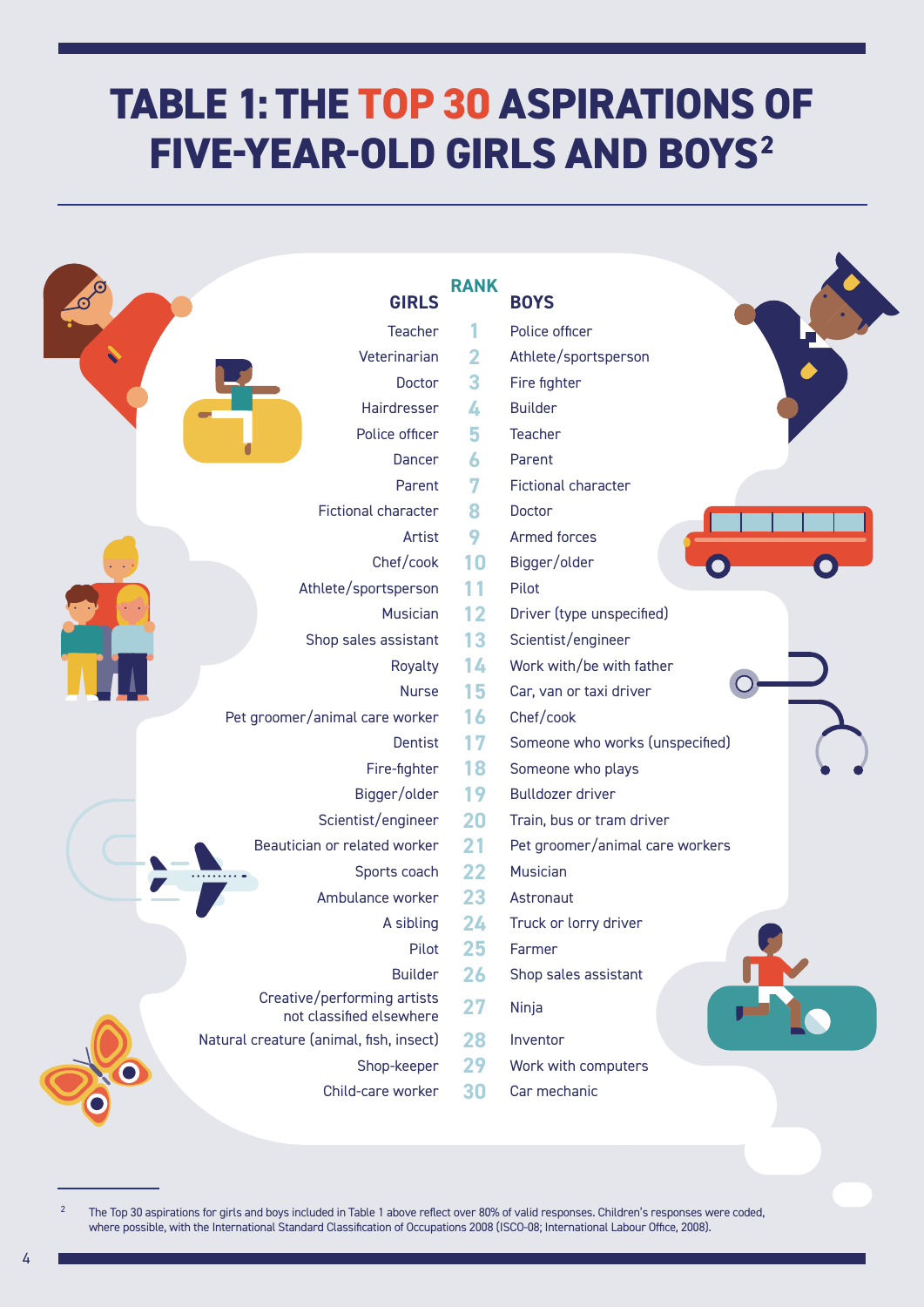# TABLE 1: THE TOP 30 ASPIRATIONS OF FIVE-YEAR-OLD GIRLS AND BOYS[2]

| GIRLS | RANK | BOYS |
|---|---|---|
| Teacher | 1 | Police officer |
| Veterinarian | 2 | Athlete/sportsperson |
| Doctor | 3 | Fire fighter |
| Hairdresser | 4 | Builder |
| Police officer | 5 | Teacher |
| Dancer | 6 | Parent |
| Parent | 7 | Fictional character |
| Fictional character | 8 | Doctor |
| Artist | 9 | Armed forces |
| Chef/cook | 10 | Bigger/older |
| Athlete/sportsperson | 11 | Pilot |
| Musician | 12 | Driver (type unspecified) |
| Shop sales assistant | 13 | Scientist/engineer |
| Royalty | 14 | Work with/be with father |
| Nurse | 15 | Car, van or taxi driver |
| Pet groomer/animal care worker | 16 | Chef/cook |
| Dentist | 17 | Someone who works (unspecified) |
| Fire-fighter | 18 | Someone who plays |
| Bigger/older | 19 | Bulldozer driver |
| Scientist/engineer | 20 | Train, bus or tram driver |
| Beautician or related worker | 21 | Pet groomer/animal care workers |
| Sports coach | 22 | Musician |
| Ambulance worker | 23 | Astronaut |
| A sibling | 24 | Truck or lorry driver |
| Pilot | 25 | Farmer |
| Builder | 26 | Shop sales assistant |
| Creative/performing artists not classified elsewhere | 27 | Ninja |
| Natural creature (animal, fish, insect) | 28 | Inventor |
| Shop-keeper | 29 | Work with computers |
| Child-care worker | 30 | Car mechanic |

[2] The Top 30 aspirations for girls and boys included in Table 1 above reflect over 80% of valid responses. Children's responses were coded, where possible, with the International Standard Classification of Occupations 2008 (ISCO-08; International Labour Office, 2008).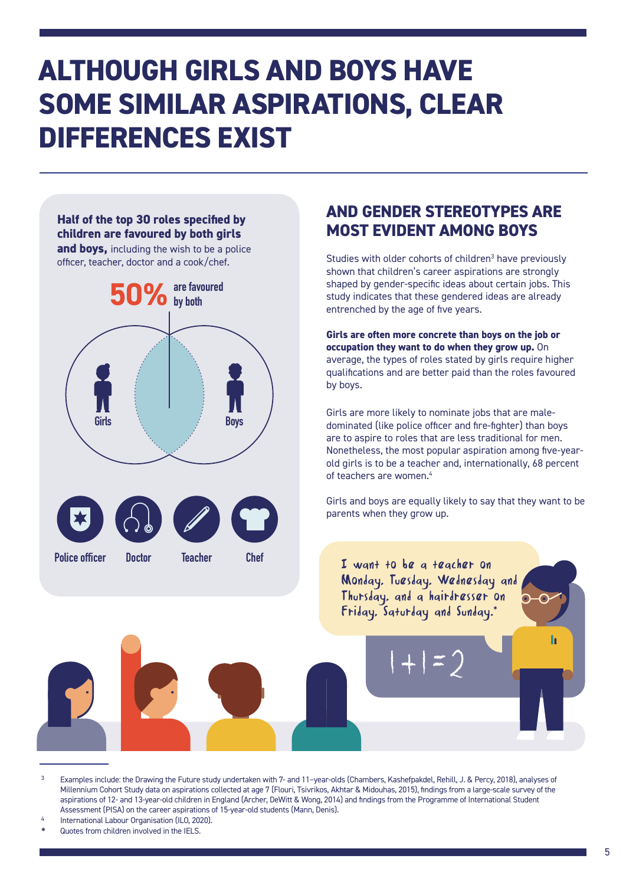# ALTHOUGH GIRLS AND BOYS HAVE SOME SIMILAR ASPIRATIONS, CLEAR DIFFERENCES EXIST

**Half of the top 30 roles specified by children are favoured by both girls and boys,** including the wish to be a police officer, teacher, doctor and a cook/chef.

**50%** are favoured by both

Girls

Boys

Police officer

Doctor

Teacher

Chef

## AND GENDER STEREOTYPES ARE MOST EVIDENT AMONG BOYS

Studies with older cohorts of children[3] have previously shown that children's career aspirations are strongly shaped by gender-specific ideas about certain jobs. This study indicates that these gendered ideas are already entrenched by the age of five years.

**Girls are often more concrete than boys on the job or occupation they want to do when they grow up.** On average, the types of roles stated by girls require higher qualifications and are better paid than the roles favoured by boys.

Girls are more likely to nominate jobs that are male-dominated (like police officer and fire-fighter) than boys are to aspire to roles that are less traditional for men. Nonetheless, the most popular aspiration among five-year-old girls is to be a teacher and, internationally, 68 percent of teachers are women.[4]

Girls and boys are equally likely to say that they want to be parents when they grow up.

*I want to be a teacher on Monday, Tuesday, Wednesday and Thursday, and a hairdresser on Friday, Saturday and Sunday.**

1+1=2

---

3 Examples include: the Drawing the Future study undertaken with 7- and 11-year-olds (Chambers, Kashefpakdel, Rehill, J. & Percy, 2018), analyses of Millennium Cohort Study data on aspirations collected at age 7 (Flouri, Tsivrikos, Akhtar & Midouhas, 2015), findings from a large-scale survey of the aspirations of 12- and 13-year-old children in England (Archer, DeWitt & Wong, 2014) and findings from the Programme of International Student Assessment (PISA) on the career aspirations of 15-year-old students (Mann, Denis).

4 International Labour Organisation (ILO, 2020).

\* Quotes from children involved in the IELS.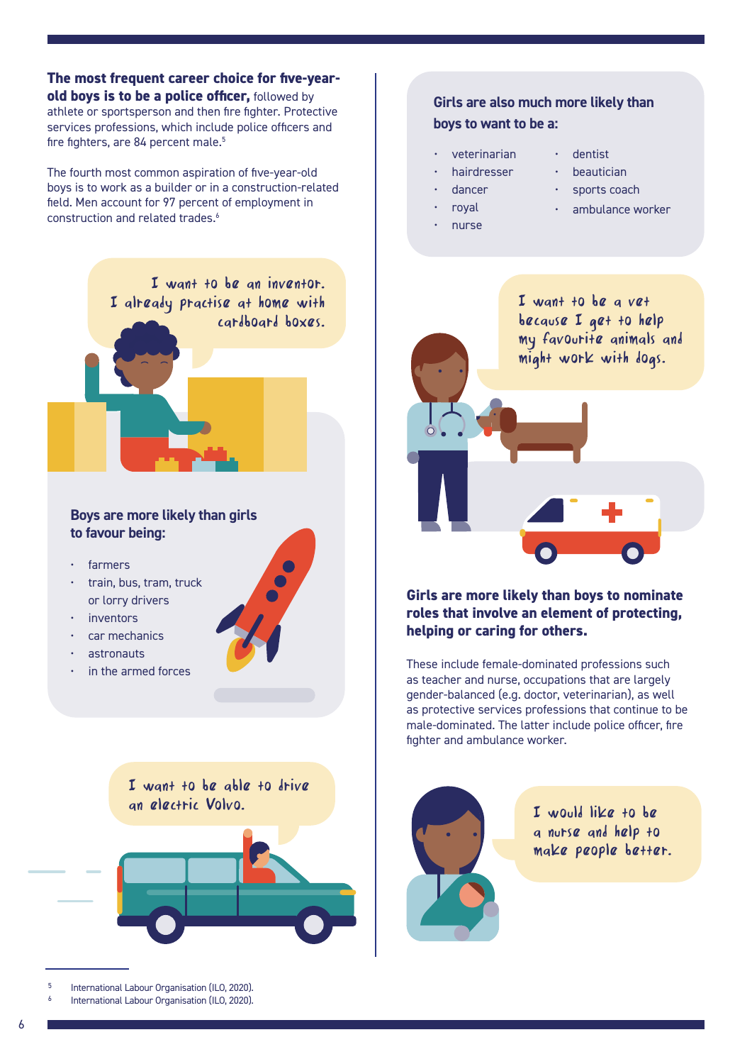**The most frequent career choice for five-year-old boys is to be a police officer,** followed by athlete or sportsperson and then fire fighter. Protective services professions, which include police officers and fire fighters, are 84 percent male.[5]

The fourth most common aspiration of five-year-old boys is to work as a builder or in a construction-related field. Men account for 97 percent of employment in construction and related trades.[6]

> I want to be an inventor. I already practise at home with cardboard boxes.

### Boys are more likely than girls to favour being:

- farmers
- train, bus, tram, truck or lorry drivers
- inventors
- car mechanics
- astronauts
- in the armed forces

> I want to be able to drive an electric Volvo.

### Girls are also much more likely than boys to want to be a:

- veterinarian
- hairdresser
- dancer
- royal
- nurse
- dentist
- beautician
- sports coach
- ambulance worker

> I want to be a vet because I get to help my favourite animals and might work with dogs.

**Girls are more likely than boys to nominate roles that involve an element of protecting, helping or caring for others.**

These include female-dominated professions such as teacher and nurse, occupations that are largely gender-balanced (e.g. doctor, veterinarian), as well as protective services professions that continue to be male-dominated. The latter include police officer, fire fighter and ambulance worker.

> I would like to be a nurse and help to make people better.

---

[5] International Labour Organisation (ILO, 2020).
[6] International Labour Organisation (ILO, 2020).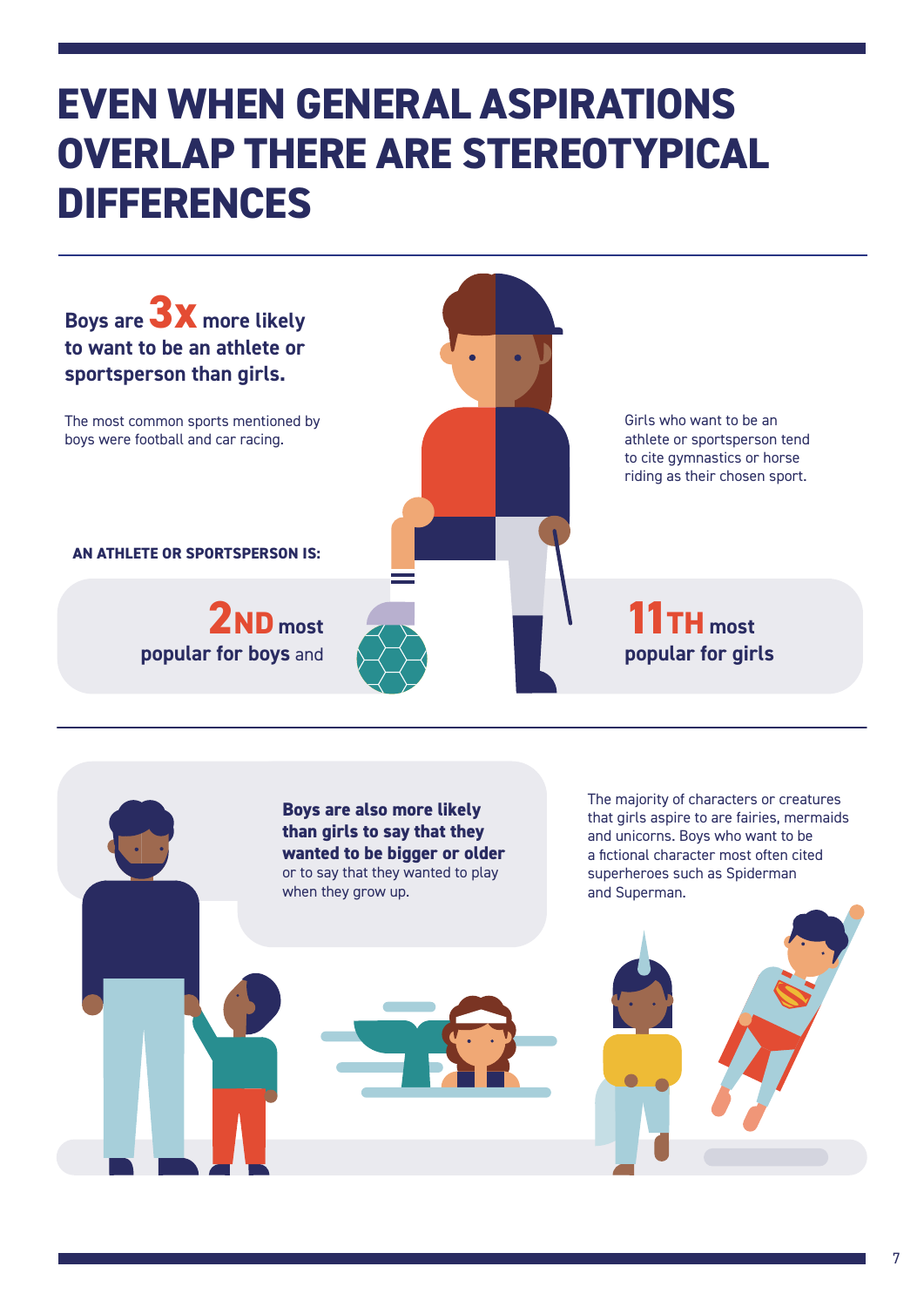# EVEN WHEN GENERAL ASPIRATIONS OVERLAP THERE ARE STEREOTYPICAL DIFFERENCES

**Boys are 3x more likely to want to be an athlete or sportsperson than girls.**

The most common sports mentioned by boys were football and car racing.

Girls who want to be an athlete or sportsperson tend to cite gymnastics or horse riding as their chosen sport.

**AN ATHLETE OR SPORTSPERSON IS:**

**2ND most popular for boys** and **11TH most popular for girls**

**Boys are also more likely than girls to say that they wanted to be bigger or older** or to say that they wanted to play when they grow up.

The majority of characters or creatures that girls aspire to are fairies, mermaids and unicorns. Boys who want to be a fictional character most often cited superheroes such as Spiderman and Superman.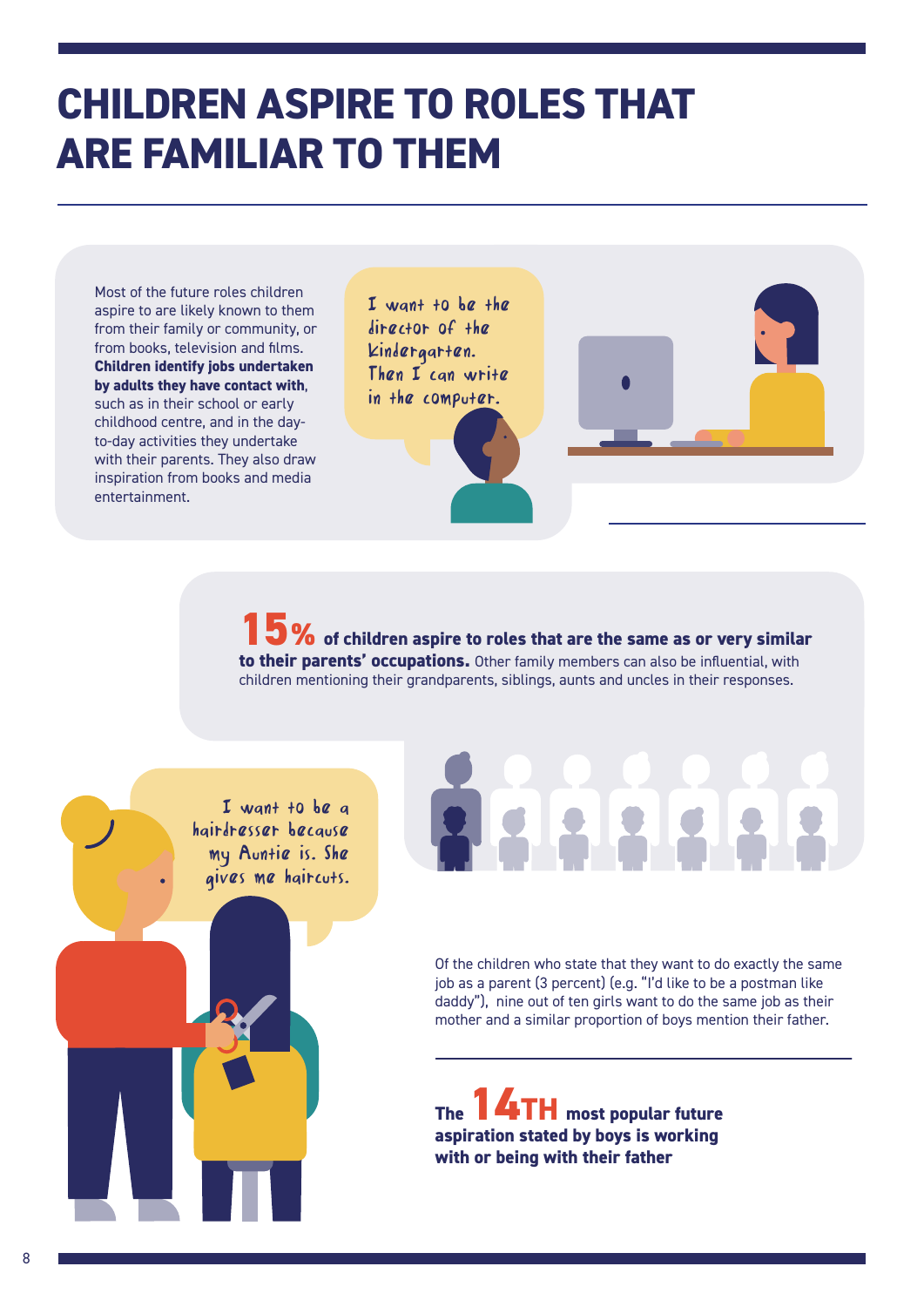# CHILDREN ASPIRE TO ROLES THAT ARE FAMILIAR TO THEM

Most of the future roles children aspire to are likely known to them from their family or community, or from books, television and films. **Children identify jobs undertaken by adults they have contact with**, such as in their school or early childhood centre, and in the day-to-day activities they undertake with their parents. They also draw inspiration from books and media entertainment.

*I want to be the director of the kindergarten. Then I can write in the computer.*

**15% of children aspire to roles that are the same as or very similar to their parents' occupations.** Other family members can also be influential, with children mentioning their grandparents, siblings, aunts and uncles in their responses.

*I want to be a hairdresser because my Auntie is. She gives me haircuts.*

Of the children who state that they want to do exactly the same job as a parent (3 percent) (e.g. "I'd like to be a postman like daddy"), nine out of ten girls want to do the same job as their mother and a similar proportion of boys mention their father.

**The 14TH most popular future aspiration stated by boys is working with or being with their father**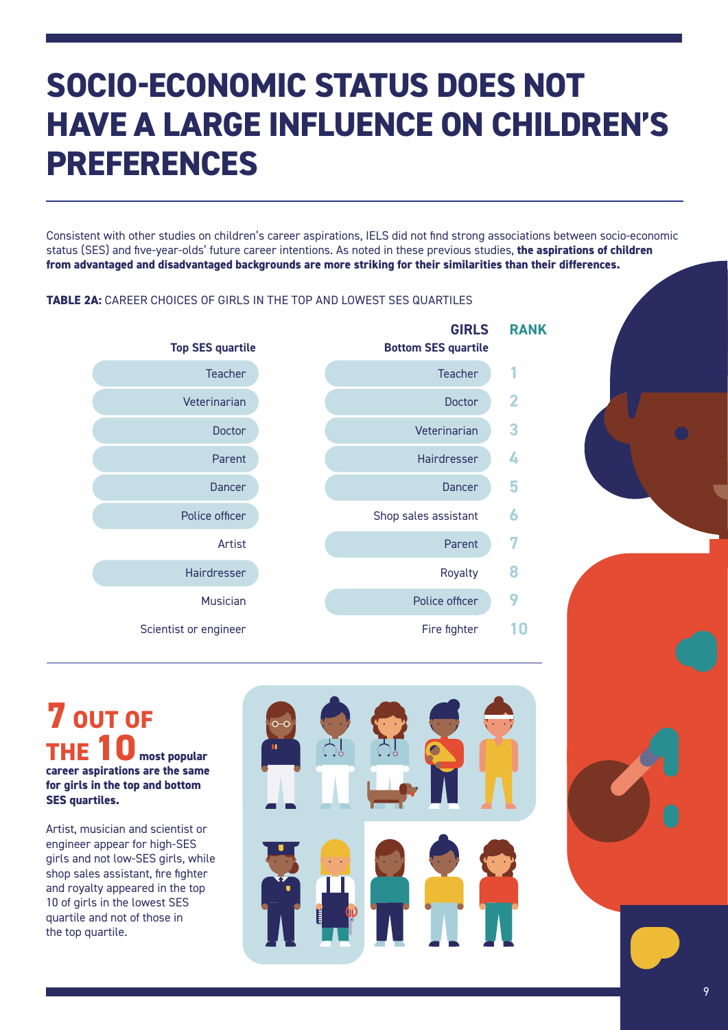# SOCIO-ECONOMIC STATUS DOES NOT HAVE A LARGE INFLUENCE ON CHILDREN'S PREFERENCES

Consistent with other studies on children's career aspirations, IELS did not find strong associations between socio-economic status (SES) and five-year-olds' future career intentions. As noted in these previous studies, **the aspirations of children from advantaged and disadvantaged backgrounds are more striking for their similarities than their differences.**

**TABLE 2A:** CAREER CHOICES OF GIRLS IN THE TOP AND LOWEST SES QUARTILES

| Girls: Top SES quartile | Girls: Bottom SES quartile | Rank |
|---|---|---|
| Teacher | Teacher | 1 |
| Veterinarian | Doctor | 2 |
| Doctor | Veterinarian | 3 |
| Parent | Hairdresser | 4 |
| Dancer | Dancer | 5 |
| Police officer | Shop sales assistant | 6 |
| Artist | Parent | 7 |
| Hairdresser | Royalty | 8 |
| Musician | Police officer | 9 |
| Scientist or engineer | Fire fighter | 10 |

**7 OUT OF THE 10 most popular career aspirations are the same for girls in the top and bottom SES quartiles.**

Artist, musician and scientist or engineer appear for high-SES girls and not low-SES girls, while shop sales assistant, fire fighter and royalty appeared in the top 10 of girls in the lowest SES quartile and not of those in the top quartile.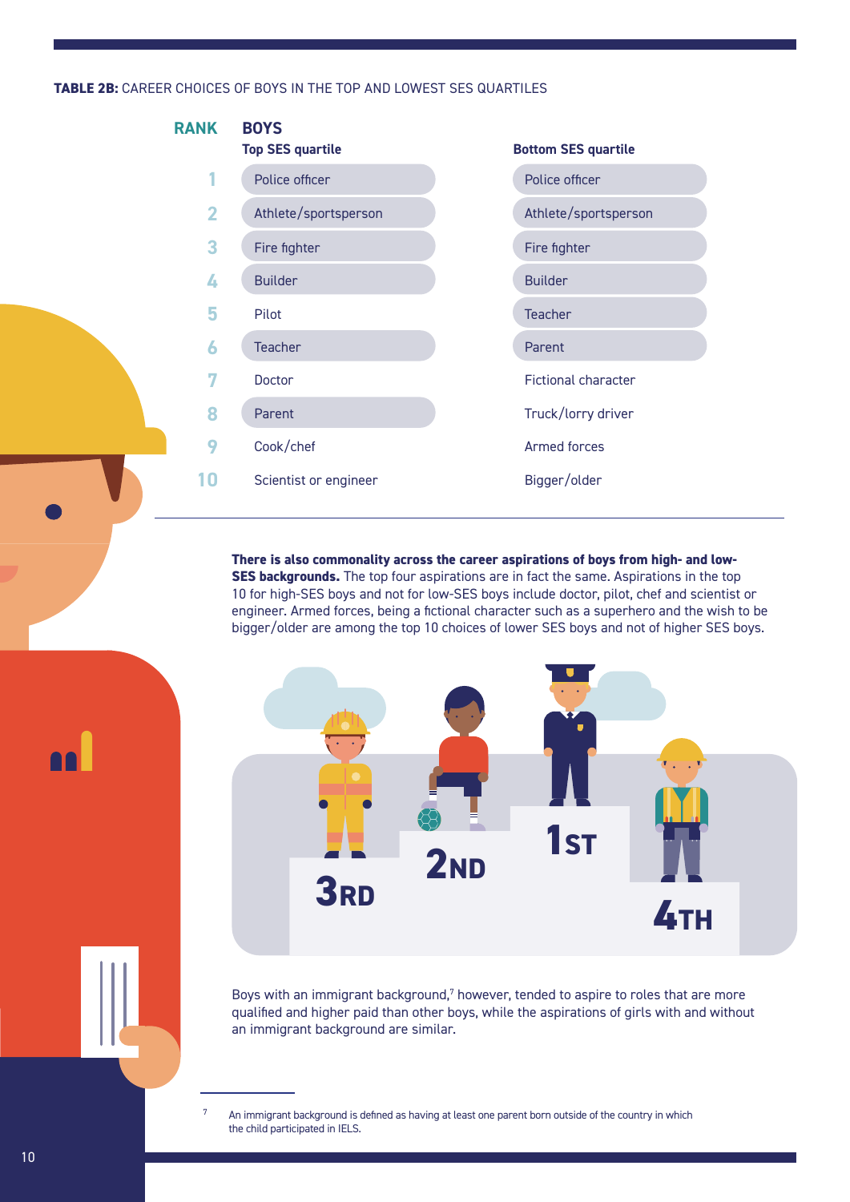**TABLE 2B:** CAREER CHOICES OF BOYS IN THE TOP AND LOWEST SES QUARTILES

| RANK | BOYS – Top SES quartile | BOYS – Bottom SES quartile |
|---|---|---|
| 1 | Police officer | Police officer |
| 2 | Athlete/sportsperson | Athlete/sportsperson |
| 3 | Fire fighter | Fire fighter |
| 4 | Builder | Builder |
| 5 | Pilot | Teacher |
| 6 | Teacher | Parent |
| 7 | Doctor | Fictional character |
| 8 | Parent | Truck/lorry driver |
| 9 | Cook/chef | Armed forces |
| 10 | Scientist or engineer | Bigger/older |

**There is also commonality across the career aspirations of boys from high- and low-SES backgrounds.** The top four aspirations are in fact the same. Aspirations in the top 10 for high-SES boys and not for low-SES boys include doctor, pilot, chef and scientist or engineer. Armed forces, being a fictional character such as a superhero and the wish to be bigger/older are among the top 10 choices of lower SES boys and not of higher SES boys.

Boys with an immigrant background,[7] however, tended to aspire to roles that are more qualified and higher paid than other boys, while the aspirations of girls with and without an immigrant background are similar.

[7] An immigrant background is defined as having at least one parent born outside of the country in which the child participated in IELS.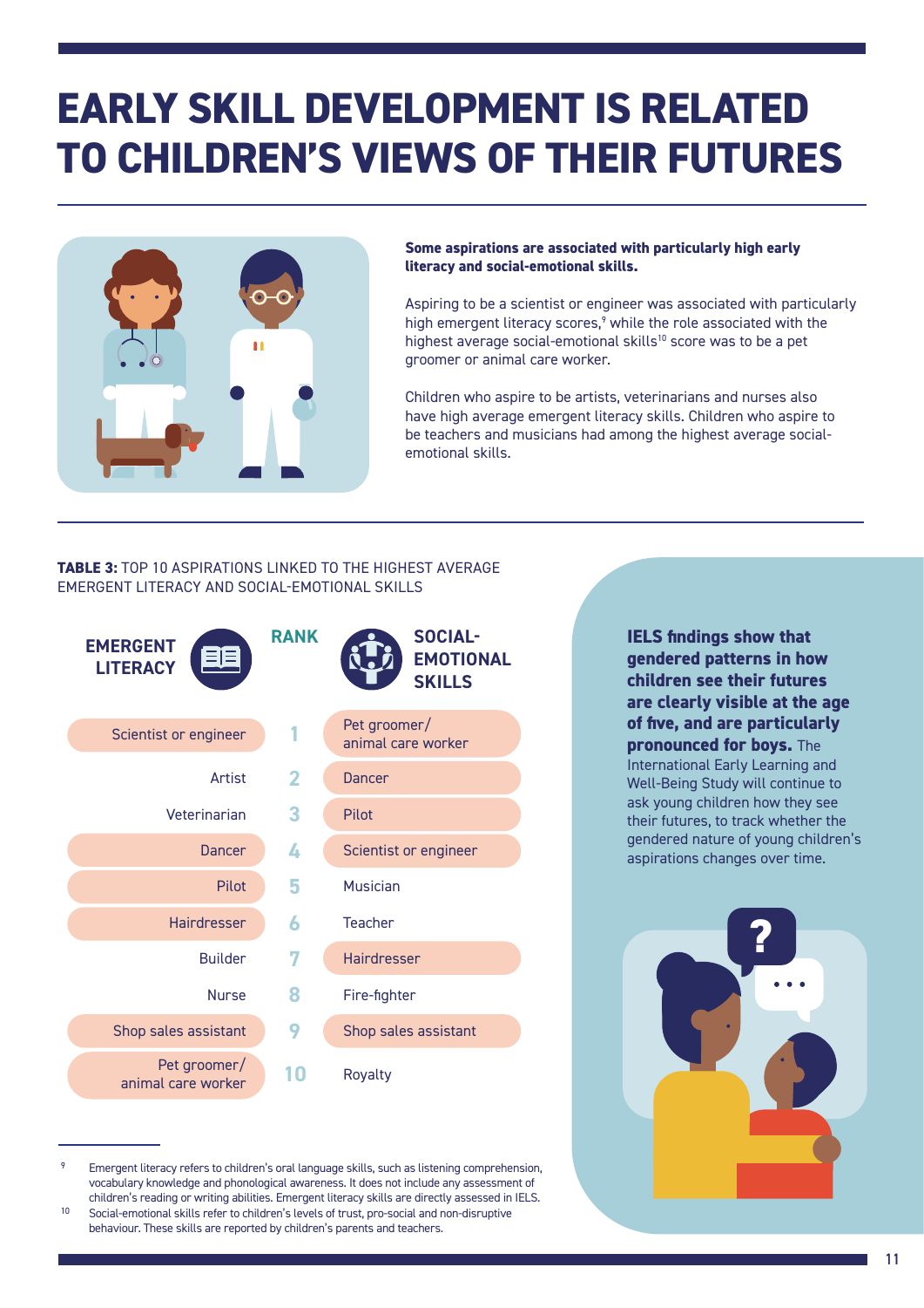# EARLY SKILL DEVELOPMENT IS RELATED TO CHILDREN'S VIEWS OF THEIR FUTURES

**Some aspirations are associated with particularly high early literacy and social-emotional skills.**

Aspiring to be a scientist or engineer was associated with particularly high emergent literacy scores,[9] while the role associated with the highest average social-emotional skills[10] score was to be a pet groomer or animal care worker.

Children who aspire to be artists, veterinarians and nurses also have high average emergent literacy skills. Children who aspire to be teachers and musicians had among the highest average social-emotional skills.

**TABLE 3:** TOP 10 ASPIRATIONS LINKED TO THE HIGHEST AVERAGE EMERGENT LITERACY AND SOCIAL-EMOTIONAL SKILLS

| EMERGENT LITERACY | RANK | SOCIAL-EMOTIONAL SKILLS |
|---|---|---|
| Scientist or engineer | 1 | Pet groomer/ animal care worker |
| Artist | 2 | Dancer |
| Veterinarian | 3 | Pilot |
| Dancer | 4 | Scientist or engineer |
| Pilot | 5 | Musician |
| Hairdresser | 6 | Teacher |
| Builder | 7 | Hairdresser |
| Nurse | 8 | Fire-fighter |
| Shop sales assistant | 9 | Shop sales assistant |
| Pet groomer/ animal care worker | 10 | Royalty |

**IELS findings show that gendered patterns in how children see their futures are clearly visible at the age of five, and are particularly pronounced for boys.** The International Early Learning and Well-Being Study will continue to ask young children how they see their futures, to track whether the gendered nature of young children's aspirations changes over time.

---

9. Emergent literacy refers to children's oral language skills, such as listening comprehension, vocabulary knowledge and phonological awareness. It does not include any assessment of children's reading or writing abilities. Emergent literacy skills are directly assessed in IELS.

10. Social-emotional skills refer to children's levels of trust, pro-social and non-disruptive behaviour. These skills are reported by children's parents and teachers.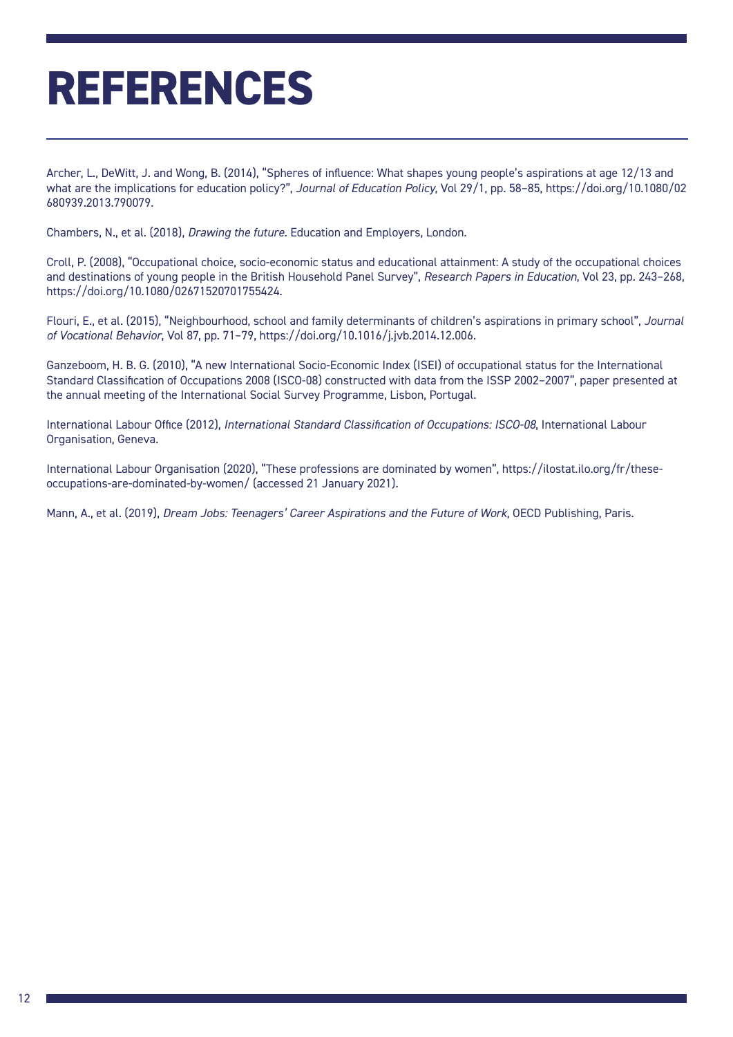# REFERENCES

Archer, L., DeWitt, J. and Wong, B. (2014), "Spheres of influence: What shapes young people's aspirations at age 12/13 and what are the implications for education policy?", *Journal of Education Policy*, Vol 29/1, pp. 58–85, https://doi.org/10.1080/02680939.2013.790079.

Chambers, N., et al. (2018), *Drawing the future*. Education and Employers, London.

Croll, P. (2008), "Occupational choice, socio-economic status and educational attainment: A study of the occupational choices and destinations of young people in the British Household Panel Survey", *Research Papers in Education*, Vol 23, pp. 243–268, https://doi.org/10.1080/02671520701755424.

Flouri, E., et al. (2015), "Neighbourhood, school and family determinants of children's aspirations in primary school", *Journal of Vocational Behavior*, Vol 87, pp. 71–79, https://doi.org/10.1016/j.jvb.2014.12.006.

Ganzeboom, H. B. G. (2010), "A new International Socio-Economic Index (ISEI) of occupational status for the International Standard Classification of Occupations 2008 (ISCO-08) constructed with data from the ISSP 2002–2007", paper presented at the annual meeting of the International Social Survey Programme, Lisbon, Portugal.

International Labour Office (2012), *International Standard Classification of Occupations: ISCO-08*, International Labour Organisation, Geneva.

International Labour Organisation (2020), "These professions are dominated by women", https://ilostat.ilo.org/fr/these-occupations-are-dominated-by-women/ (accessed 21 January 2021).

Mann, A., et al. (2019), *Dream Jobs: Teenagers' Career Aspirations and the Future of Work*, OECD Publishing, Paris.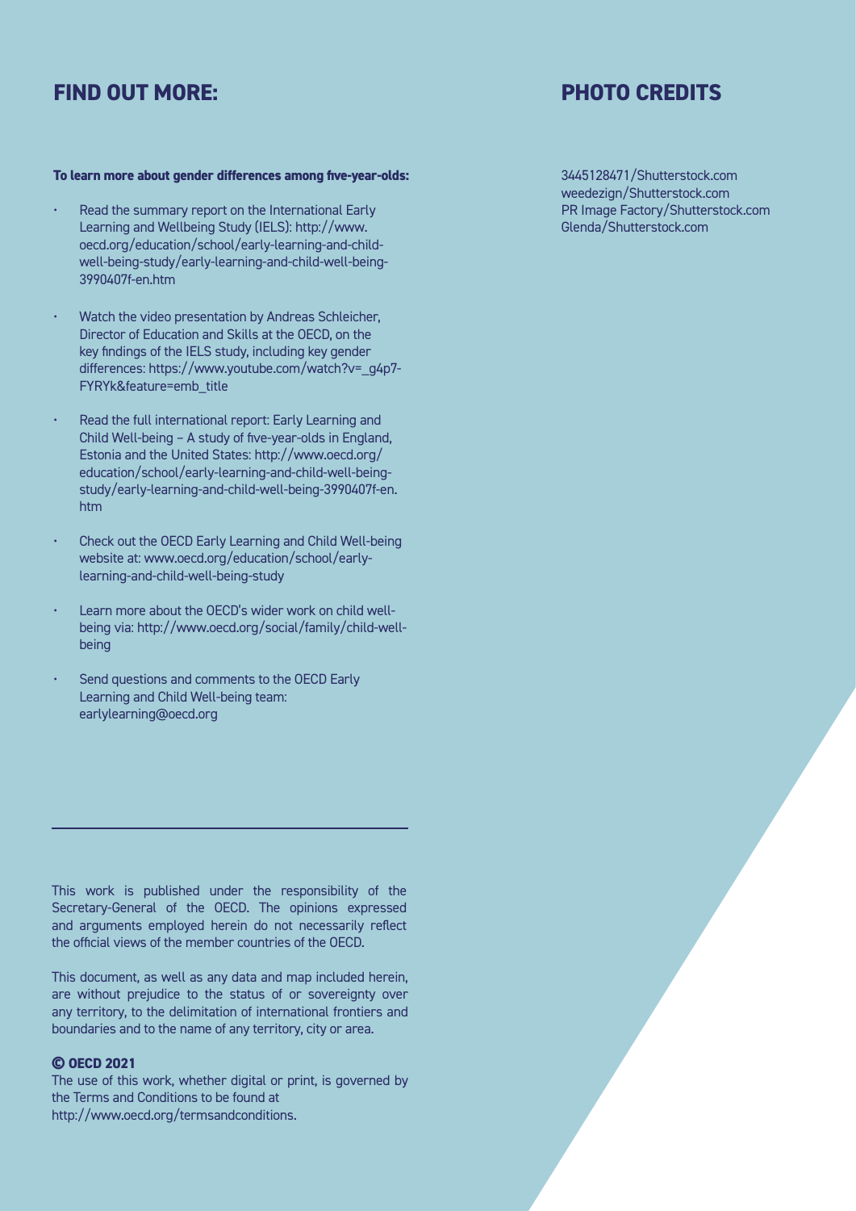## FIND OUT MORE:

**To learn more about gender differences among five-year-olds:**

- Read the summary report on the International Early Learning and Wellbeing Study (IELS): http://www.oecd.org/education/school/early-learning-and-child-well-being-study/early-learning-and-child-well-being-3990407f-en.htm
- Watch the video presentation by Andreas Schleicher, Director of Education and Skills at the OECD, on the key findings of the IELS study, including key gender differences: https://www.youtube.com/watch?v=_g4p7-FYRYk&feature=emb_title
- Read the full international report: Early Learning and Child Well-being – A study of five-year-olds in England, Estonia and the United States: http://www.oecd.org/education/school/early-learning-and-child-well-being-study/early-learning-and-child-well-being-3990407f-en.htm
- Check out the OECD Early Learning and Child Well-being website at: www.oecd.org/education/school/early-learning-and-child-well-being-study
- Learn more about the OECD's wider work on child well-being via: http://www.oecd.org/social/family/child-well-being
- Send questions and comments to the OECD Early Learning and Child Well-being team: earlylearning@oecd.org

This work is published under the responsibility of the Secretary-General of the OECD. The opinions expressed and arguments employed herein do not necessarily reflect the official views of the member countries of the OECD.

This document, as well as any data and map included herein, are without prejudice to the status of or sovereignty over any territory, to the delimitation of international frontiers and boundaries and to the name of any territory, city or area.

**© OECD 2021**

The use of this work, whether digital or print, is governed by the Terms and Conditions to be found at http://www.oecd.org/termsandconditions.

## PHOTO CREDITS

3445128471/Shutterstock.com
weedezign/Shutterstock.com
PR Image Factory/Shutterstock.com
Glenda/Shutterstock.com